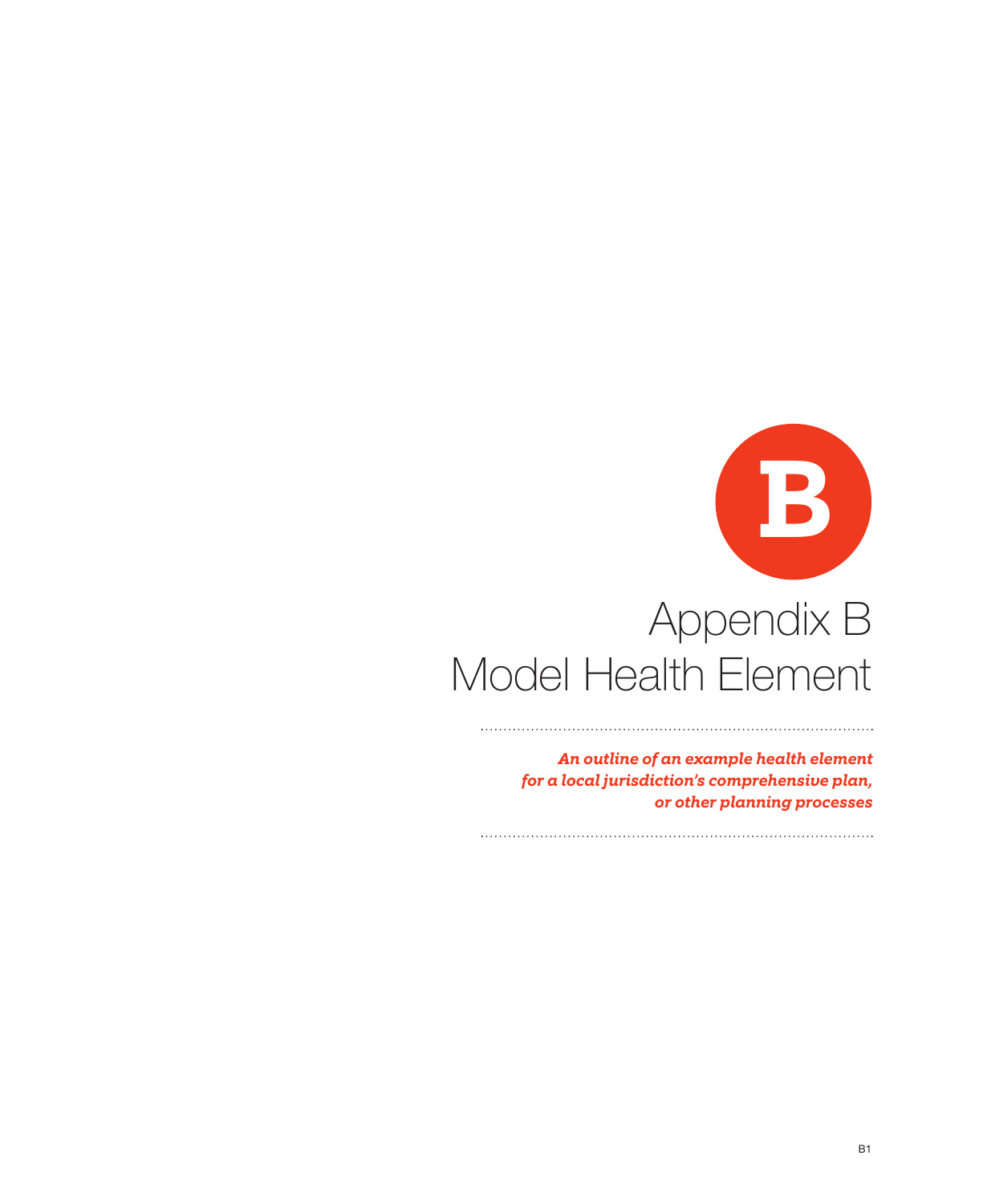B

# Appendix B
# Model Health Element

***An outline of an example health element for a local jurisdiction's comprehensive plan, or other planning processes***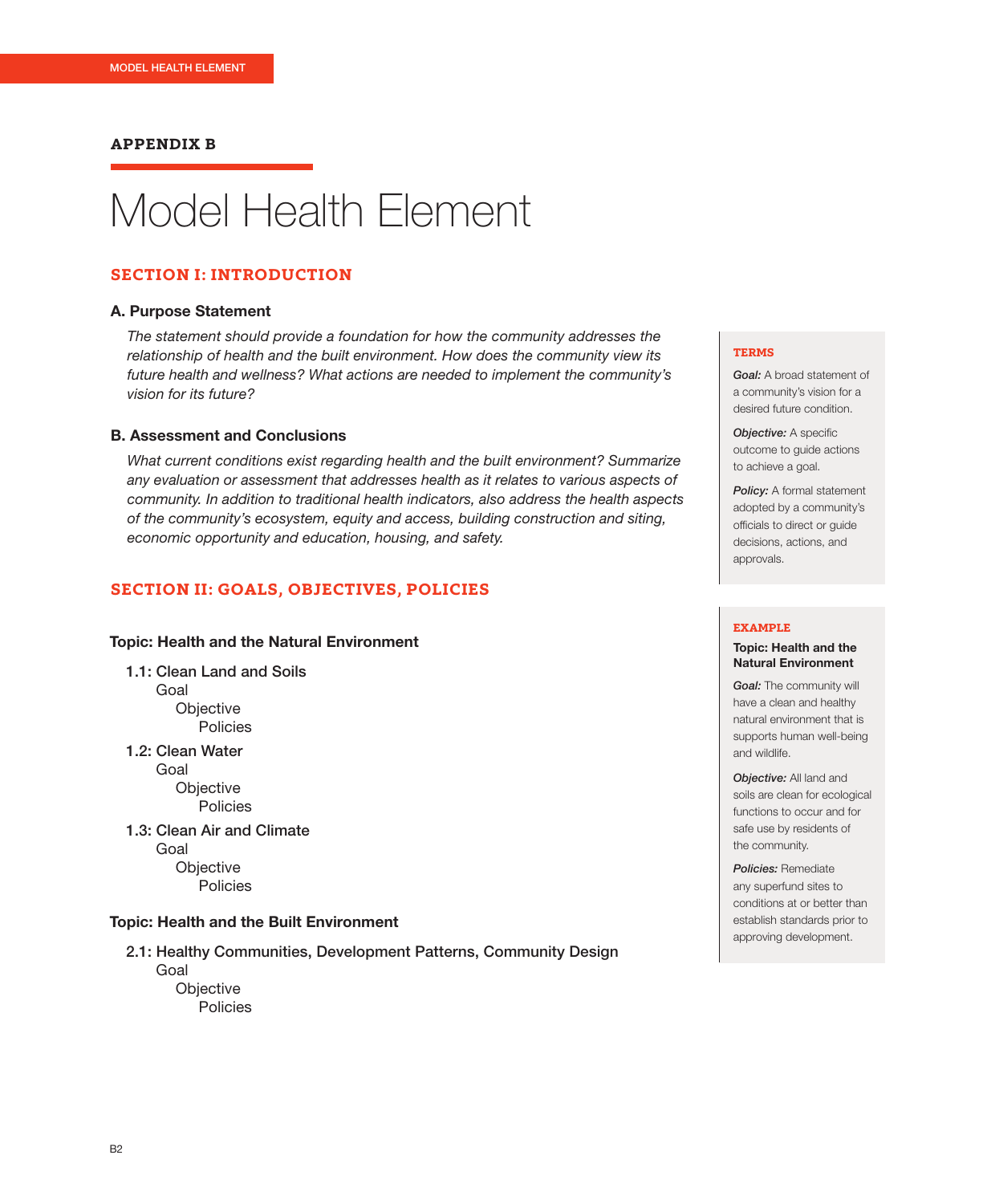APPENDIX B

# Model Health Element

## SECTION I: INTRODUCTION

### A. Purpose Statement

*The statement should provide a foundation for how the community addresses the relationship of health and the built environment. How does the community view its future health and wellness? What actions are needed to implement the community's vision for its future?*

### B. Assessment and Conclusions

*What current conditions exist regarding health and the built environment? Summarize any evaluation or assessment that addresses health as it relates to various aspects of community. In addition to traditional health indicators, also address the health aspects of the community's ecosystem, equity and access, building construction and siting, economic opportunity and education, housing, and safety.*

## SECTION II: GOALS, OBJECTIVES, POLICIES

### Topic: Health and the Natural Environment

- **1.1: Clean Land and Soils**
  - Goal
    - Objective
      - Policies
- **1.2: Clean Water**
  - Goal
    - Objective
      - Policies
- **1.3: Clean Air and Climate**
  - Goal
    - Objective
      - Policies

### Topic: Health and the Built Environment

- **2.1: Healthy Communities, Development Patterns, Community Design**
  - Goal
    - Objective
      - Policies

---

**TERMS**

***Goal:*** A broad statement of a community's vision for a desired future condition.

***Objective:*** A specific outcome to guide actions to achieve a goal.

***Policy:*** A formal statement adopted by a community's officials to direct or guide decisions, actions, and approvals.

---

**EXAMPLE**

**Topic: Health and the Natural Environment**

***Goal:*** The community will have a clean and healthy natural environment that is supports human well-being and wildlife.

***Objective:*** All land and soils are clean for ecological functions to occur and for safe use by residents of the community.

***Policies:*** Remediate any superfund sites to conditions at or better than establish standards prior to approving development.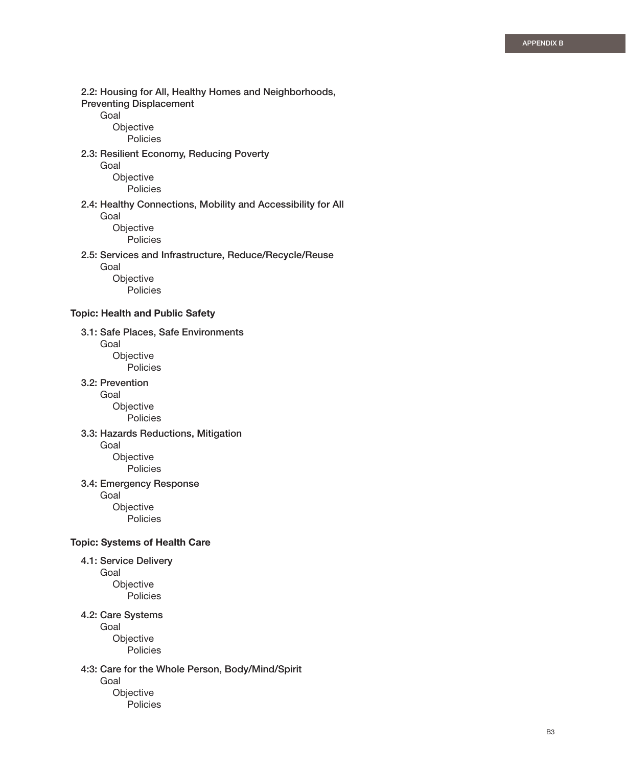- **2.2: Housing for All, Healthy Homes and Neighborhoods, Preventing Displacement**
  - Goal
    - Objective
      - Policies
- **2.3: Resilient Economy, Reducing Poverty**
  - Goal
    - Objective
      - Policies
- **2.4: Healthy Connections, Mobility and Accessibility for All**
  - Goal
    - Objective
      - Policies
- **2.5: Services and Infrastructure, Reduce/Recycle/Reuse**
  - Goal
    - Objective
      - Policies

**Topic: Health and Public Safety**

- **3.1: Safe Places, Safe Environments**
  - Goal
    - Objective
      - Policies
- **3.2: Prevention**
  - Goal
    - Objective
      - Policies
- **3.3: Hazards Reductions, Mitigation**
  - Goal
    - Objective
      - Policies
- **3.4: Emergency Response**
  - Goal
    - Objective
      - Policies

**Topic: Systems of Health Care**

- **4.1: Service Delivery**
  - Goal
    - Objective
      - Policies
- **4.2: Care Systems**
  - Goal
    - Objective
      - Policies
- **4:3: Care for the Whole Person, Body/Mind/Spirit**
  - Goal
    - Objective
      - Policies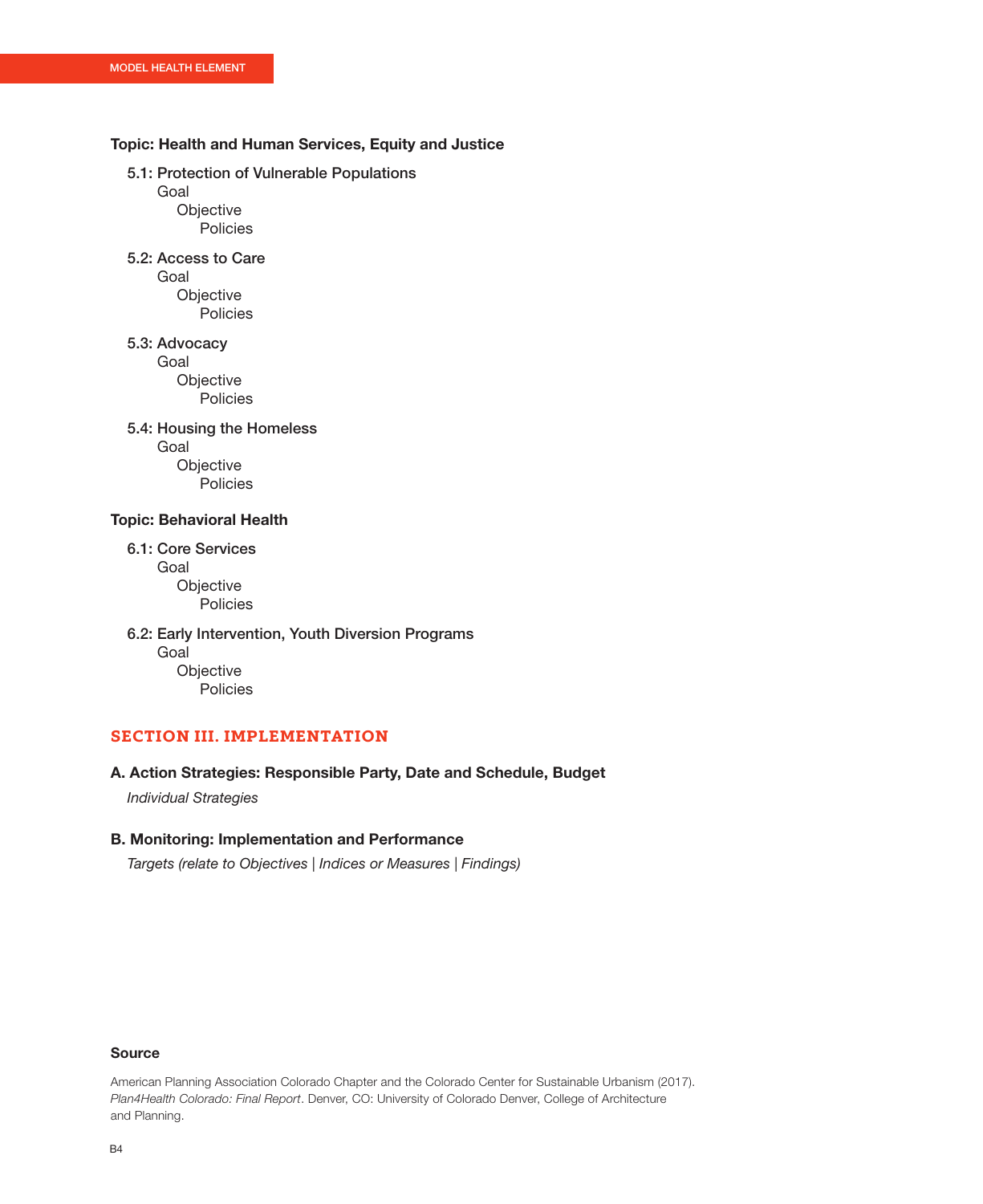**Topic: Health and Human Services, Equity and Justice**

- 5.1: Protection of Vulnerable Populations
  - Goal
    - Objective
      - Policies
- 5.2: Access to Care
  - Goal
    - Objective
      - Policies
- 5.3: Advocacy
  - Goal
    - Objective
      - Policies
- 5.4: Housing the Homeless
  - Goal
    - Objective
      - Policies

**Topic: Behavioral Health**

- 6.1: Core Services
  - Goal
    - Objective
      - Policies
- 6.2: Early Intervention, Youth Diversion Programs
  - Goal
    - Objective
      - Policies

## SECTION III. IMPLEMENTATION

**A. Action Strategies: Responsible Party, Date and Schedule, Budget**

*Individual Strategies*

**B. Monitoring: Implementation and Performance**

*Targets (relate to Objectives* | *Indices or Measures* | *Findings)*

**Source**

American Planning Association Colorado Chapter and the Colorado Center for Sustainable Urbanism (2017). *Plan4Health Colorado: Final Report*. Denver, CO: University of Colorado Denver, College of Architecture and Planning.